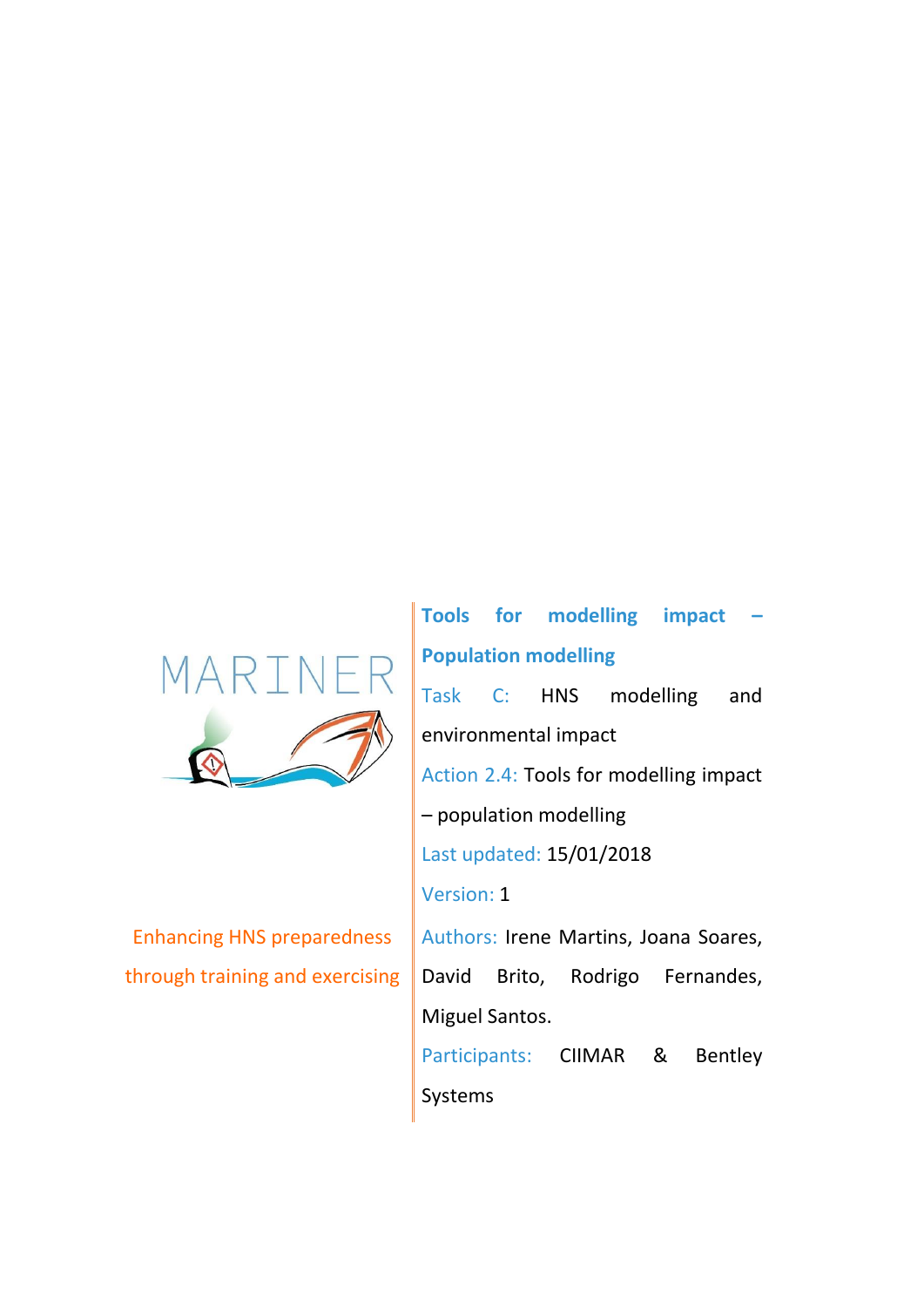MARINER

Enhancing HNS preparedness through training and exercising

# Tools for modelling impact – Population modelling

**Task C:** HNS modelling and environmental impact

**Action 2.4:** Tools for modelling impact – population modelling

**Last updated:** 15/01/2018

**Version:** 1

**Authors:** Irene Martins, Joana Soares, David Brito, Rodrigo Fernandes, Miguel Santos.

**Participants:** CIIMAR & Bentley Systems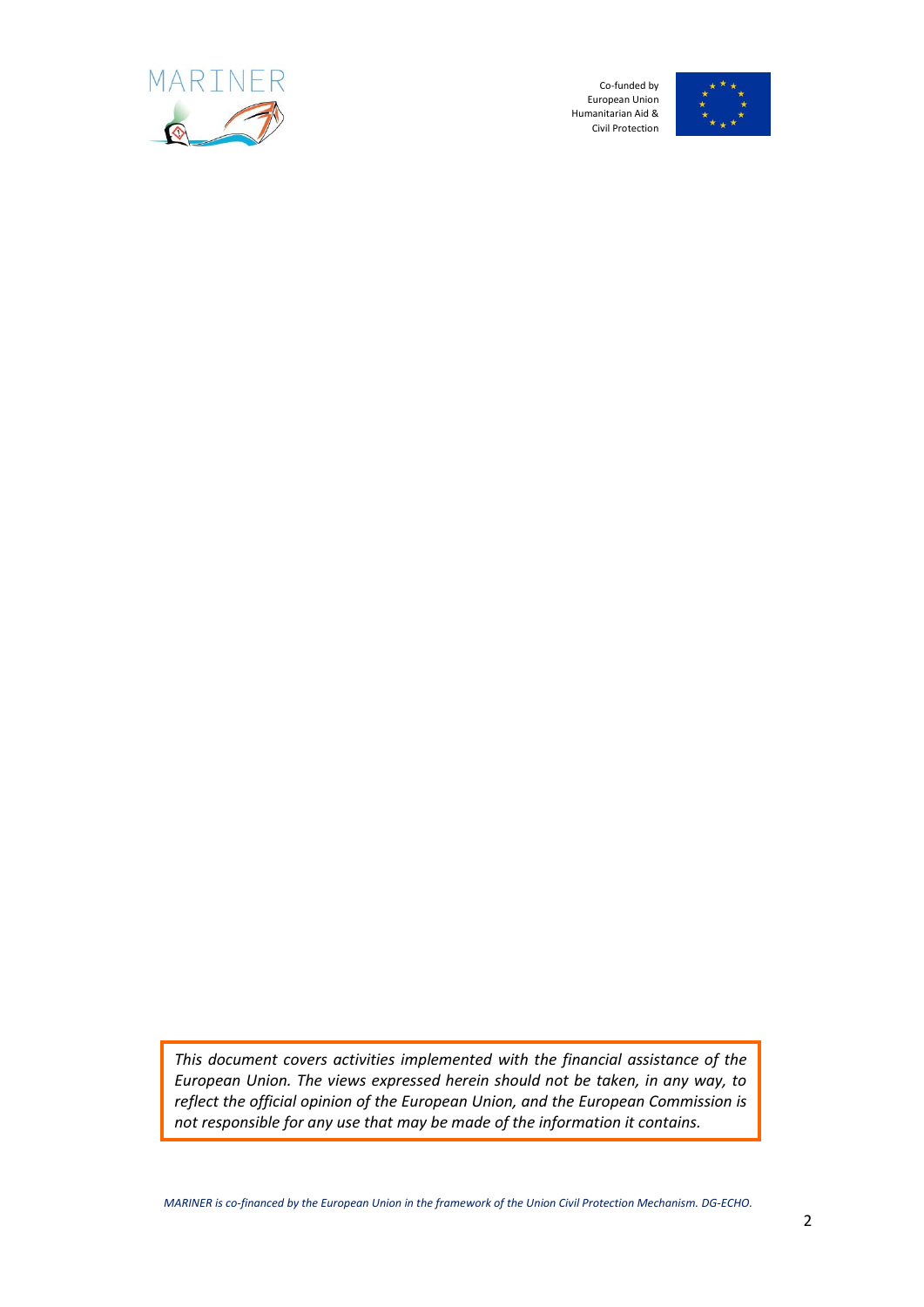*This document covers activities implemented with the financial assistance of the European Union. The views expressed herein should not be taken, in any way, to reflect the official opinion of the European Union, and the European Commission is not responsible for any use that may be made of the information it contains.*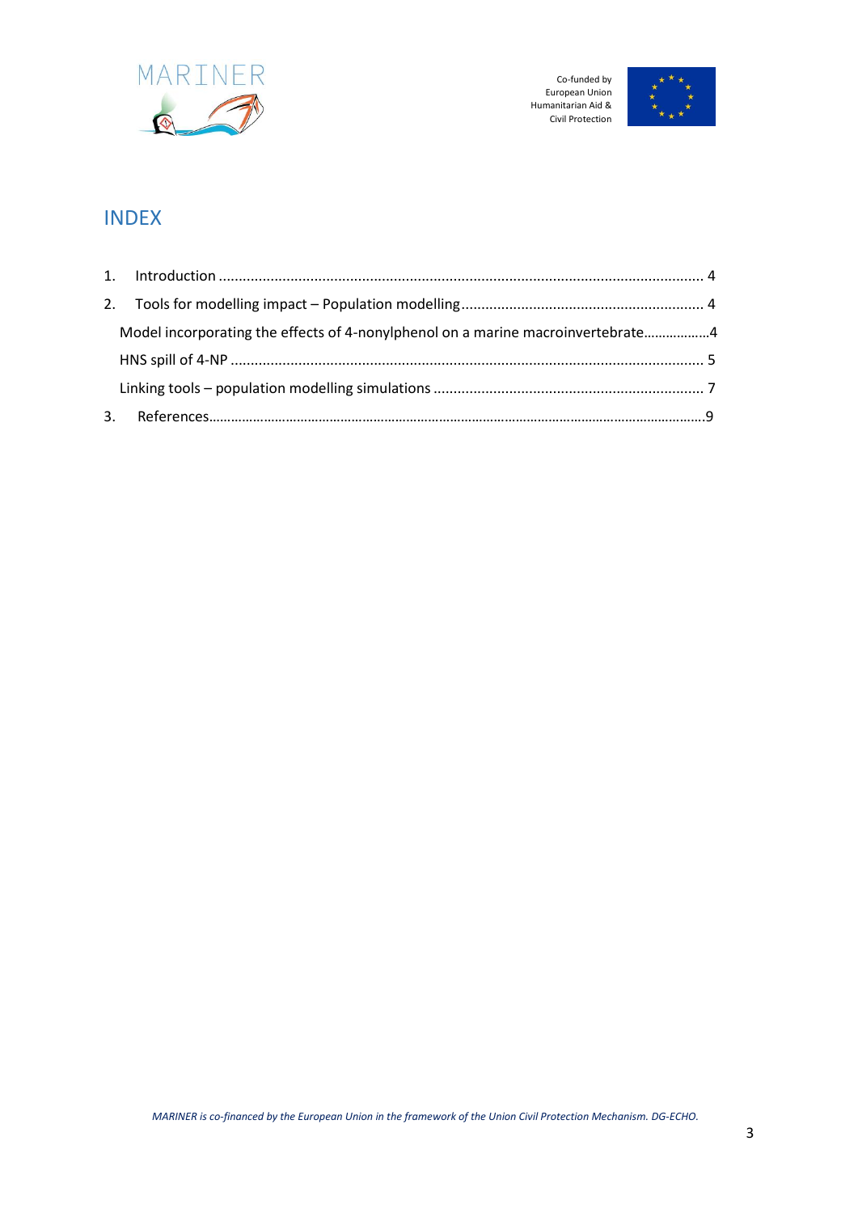## INDEX

1. Introduction .......................................................................................................................... 4
2. Tools for modelling impact – Population modelling ............................................................ 4

   Model incorporating the effects of 4-nonylphenol on a marine macroinvertebrate..................4

   HNS spill of 4-NP ...................................................................................................................... 5

   Linking tools – population modelling simulations .................................................................... 7
3. References..............................................................................................................................9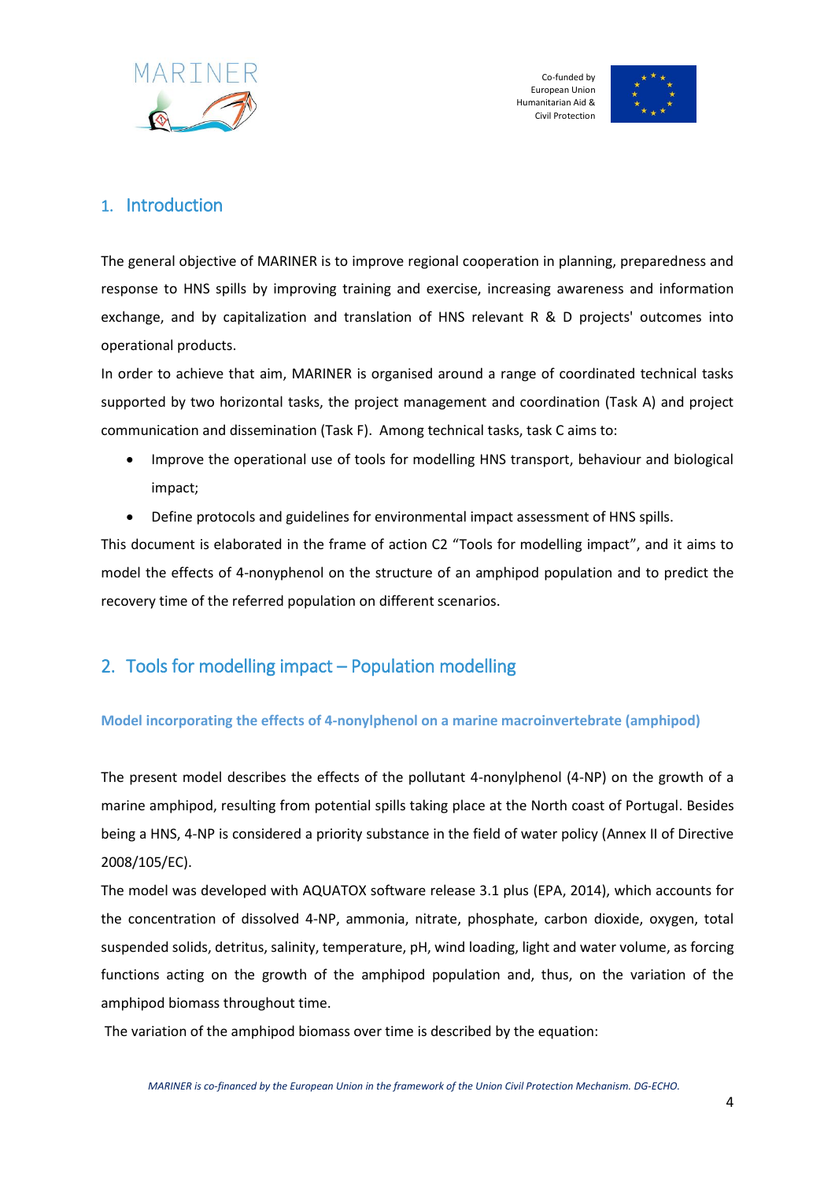# 1. Introduction

The general objective of MARINER is to improve regional cooperation in planning, preparedness and response to HNS spills by improving training and exercise, increasing awareness and information exchange, and by capitalization and translation of HNS relevant R & D projects' outcomes into operational products.

In order to achieve that aim, MARINER is organised around a range of coordinated technical tasks supported by two horizontal tasks, the project management and coordination (Task A) and project communication and dissemination (Task F). Among technical tasks, task C aims to:

- Improve the operational use of tools for modelling HNS transport, behaviour and biological impact;
- Define protocols and guidelines for environmental impact assessment of HNS spills.

This document is elaborated in the frame of action C2 "Tools for modelling impact", and it aims to model the effects of 4-nonyphenol on the structure of an amphipod population and to predict the recovery time of the referred population on different scenarios.

# 2. Tools for modelling impact – Population modelling

### Model incorporating the effects of 4-nonylphenol on a marine macroinvertebrate (amphipod)

The present model describes the effects of the pollutant 4-nonylphenol (4-NP) on the growth of a marine amphipod, resulting from potential spills taking place at the North coast of Portugal. Besides being a HNS, 4-NP is considered a priority substance in the field of water policy (Annex II of Directive 2008/105/EC).

The model was developed with AQUATOX software release 3.1 plus (EPA, 2014), which accounts for the concentration of dissolved 4-NP, ammonia, nitrate, phosphate, carbon dioxide, oxygen, total suspended solids, detritus, salinity, temperature, pH, wind loading, light and water volume, as forcing functions acting on the growth of the amphipod population and, thus, on the variation of the amphipod biomass throughout time.

The variation of the amphipod biomass over time is described by the equation: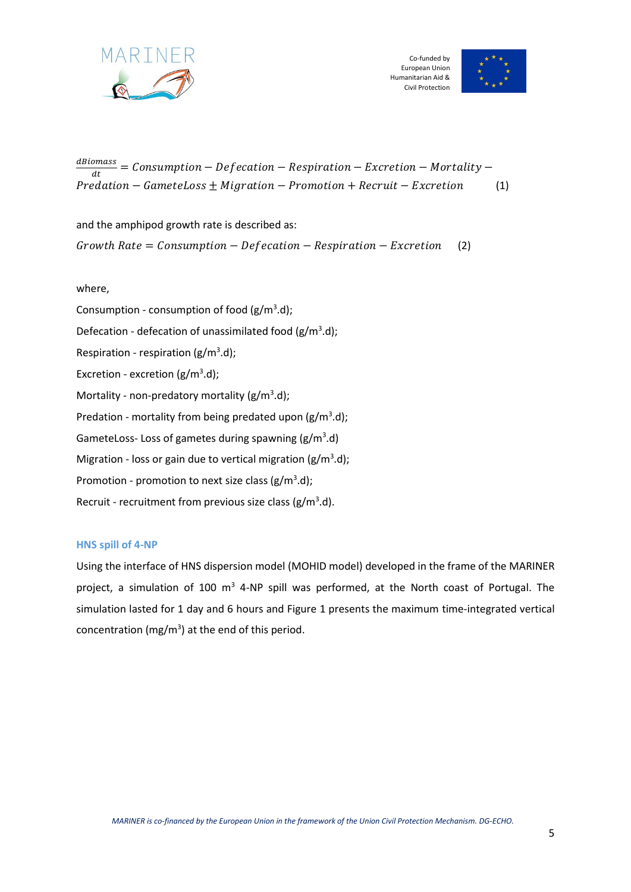$$\frac{dBiomass}{dt} = Consumption - Defecation - Respiration - Excretion - Mortality - Predation - GameteLoss \pm Migration - Promotion + Recruit - Excretion \qquad (1)$$

and the amphipod growth rate is described as:

$$Growth\ Rate = Consumption - Defecation - Respiration - Excretion \qquad (2)$$

where,

Consumption - consumption of food (g/m$^3$.d);

Defecation - defecation of unassimilated food (g/m$^3$.d);

Respiration - respiration (g/m$^3$.d);

Excretion - excretion (g/m$^3$.d);

Mortality - non-predatory mortality (g/m$^3$.d);

Predation - mortality from being predated upon (g/m$^3$.d);

GameteLoss- Loss of gametes during spawning (g/m$^3$.d)

Migration - loss or gain due to vertical migration (g/m$^3$.d);

Promotion - promotion to next size class (g/m$^3$.d);

Recruit - recruitment from previous size class (g/m$^3$.d).

### HNS spill of 4-NP

Using the interface of HNS dispersion model (MOHID model) developed in the frame of the MARINER project, a simulation of 100 m$^3$ 4-NP spill was performed, at the North coast of Portugal. The simulation lasted for 1 day and 6 hours and Figure 1 presents the maximum time-integrated vertical concentration (mg/m$^3$) at the end of this period.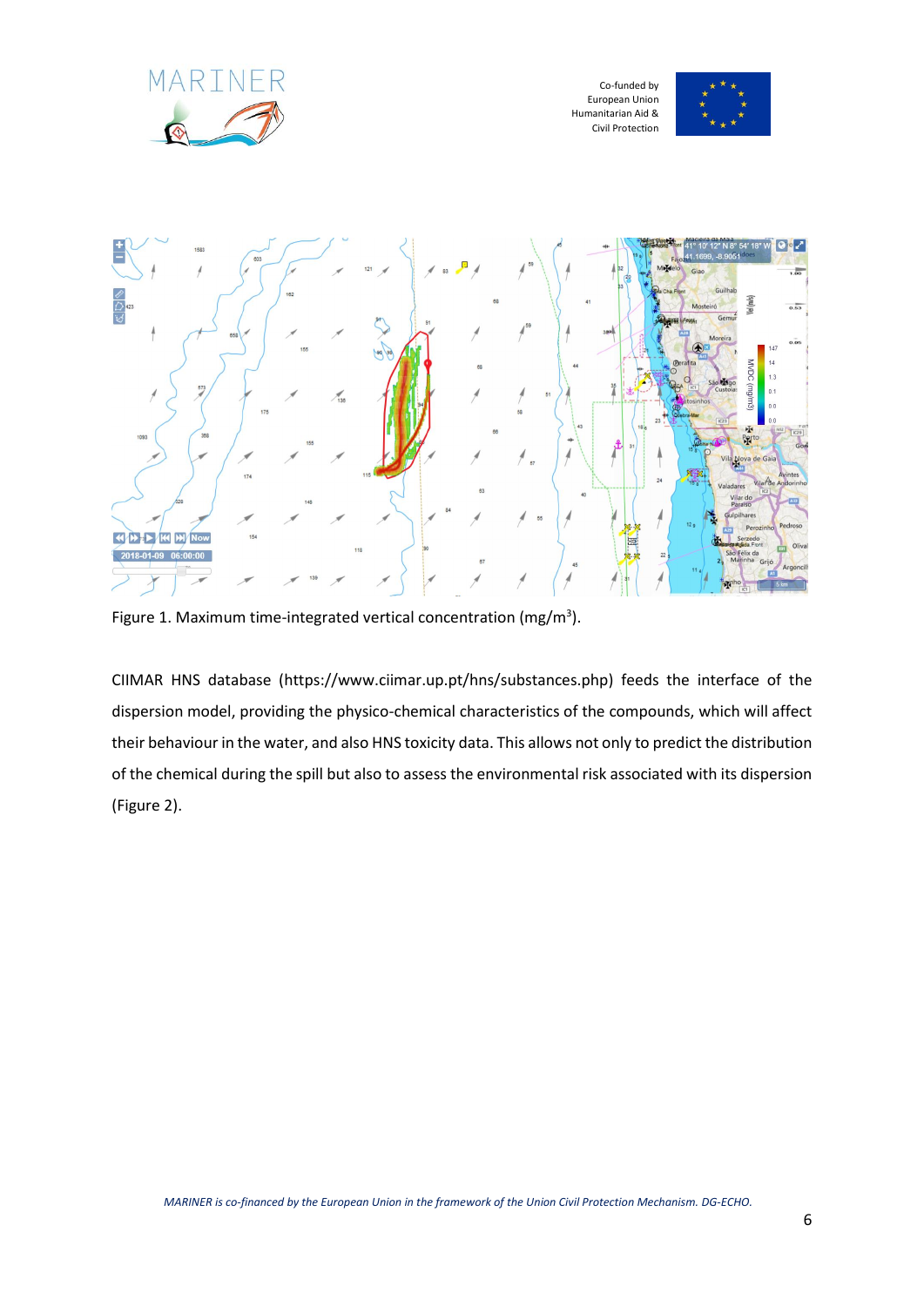Figure 1. Maximum time-integrated vertical concentration (mg/m$^3$).

CIIMAR HNS database (https://www.ciimar.up.pt/hns/substances.php) feeds the interface of the dispersion model, providing the physico-chemical characteristics of the compounds, which will affect their behaviour in the water, and also HNS toxicity data. This allows not only to predict the distribution of the chemical during the spill but also to assess the environmental risk associated with its dispersion (Figure 2).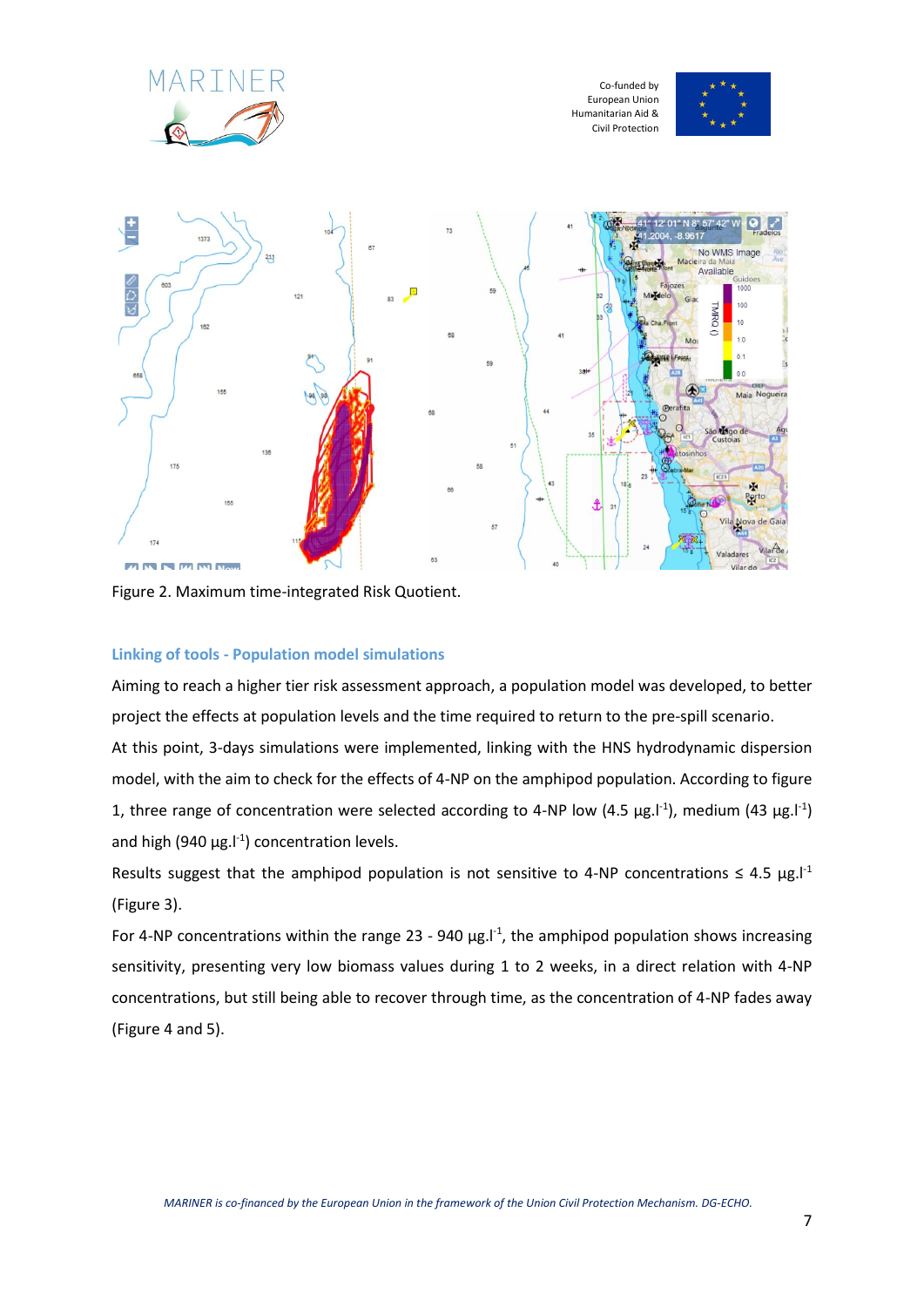Figure 2. Maximum time-integrated Risk Quotient.

### Linking of tools - Population model simulations

Aiming to reach a higher tier risk assessment approach, a population model was developed, to better project the effects at population levels and the time required to return to the pre-spill scenario.

At this point, 3-days simulations were implemented, linking with the HNS hydrodynamic dispersion model, with the aim to check for the effects of 4-NP on the amphipod population. According to figure 1, three range of concentration were selected according to 4-NP low (4.5 $\mu g.l^{-1}$), medium (43 $\mu g.l^{-1}$) and high (940 $\mu g.l^{-1}$) concentration levels.

Results suggest that the amphipod population is not sensitive to 4-NP concentrations ≤ 4.5 $\mu g.l^{-1}$ (Figure 3).

For 4-NP concentrations within the range 23 - 940 $\mu g.l^{-1}$, the amphipod population shows increasing sensitivity, presenting very low biomass values during 1 to 2 weeks, in a direct relation with 4-NP concentrations, but still being able to recover through time, as the concentration of 4-NP fades away (Figure 4 and 5).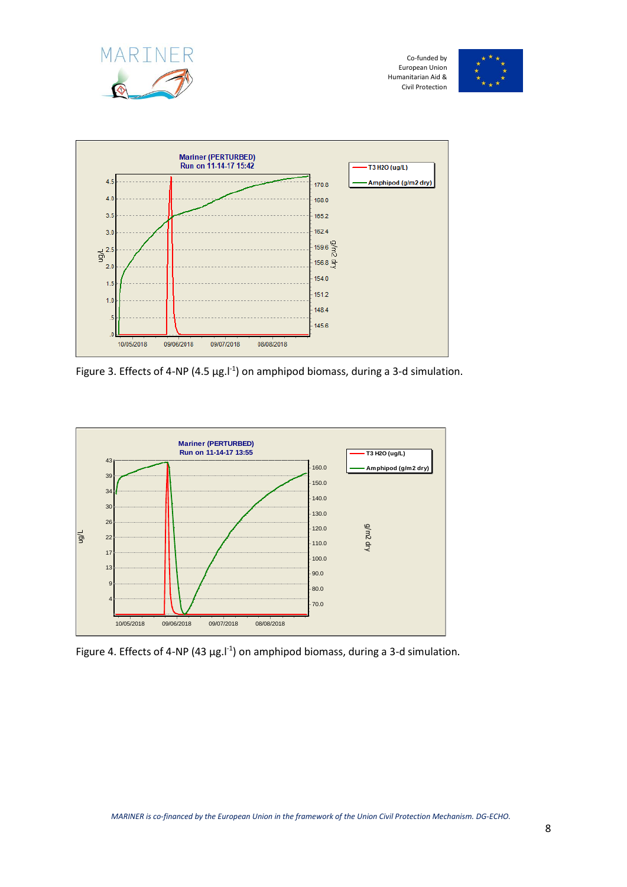Figure 3. Effects of 4-NP (4.5 μg.l$^{-1}$) on amphipod biomass, during a 3-d simulation.

Figure 4. Effects of 4-NP (43 μg.l$^{-1}$) on amphipod biomass, during a 3-d simulation.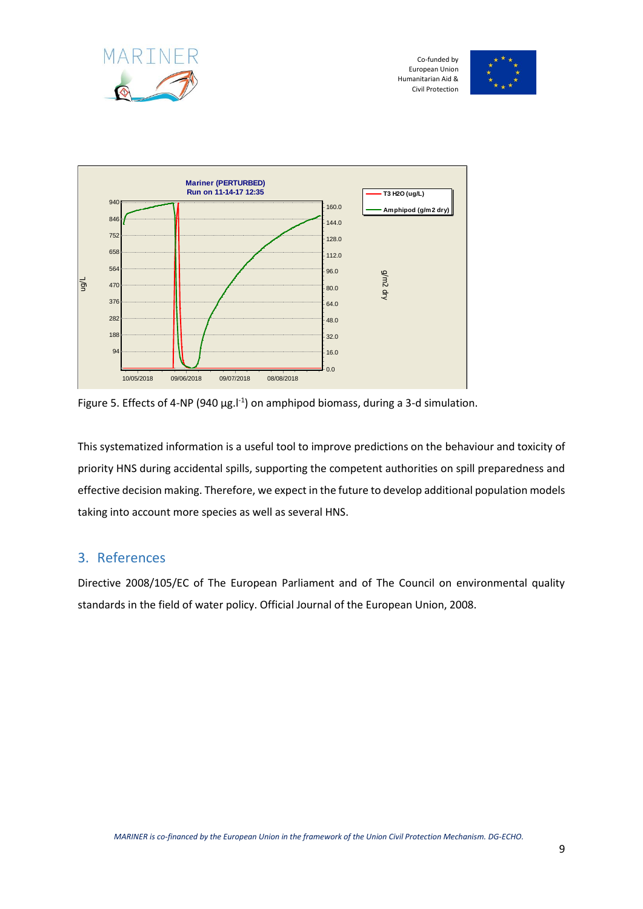Mariner (PERTURBED)
Run on 11-14-17 12:35

T3 H2O (ug/L)
Amphipod (g/m2 dry)

ug/L
940
846
752
658
564
470
376
282
188
94

g/m2 dry
160.0
144.0
128.0
112.0
96.0
80.0
64.0
48.0
32.0
16.0
0.0

10/05/2018
09/06/2018
09/07/2018
08/08/2018

Figure 5. Effects of 4-NP (940 µg.l$^{-1}$) on amphipod biomass, during a 3-d simulation.

This systematized information is a useful tool to improve predictions on the behaviour and toxicity of priority HNS during accidental spills, supporting the competent authorities on spill preparedness and effective decision making. Therefore, we expect in the future to develop additional population models taking into account more species as well as several HNS.

## 3. References

Directive 2008/105/EC of The European Parliament and of The Council on environmental quality standards in the field of water policy. Official Journal of the European Union, 2008.